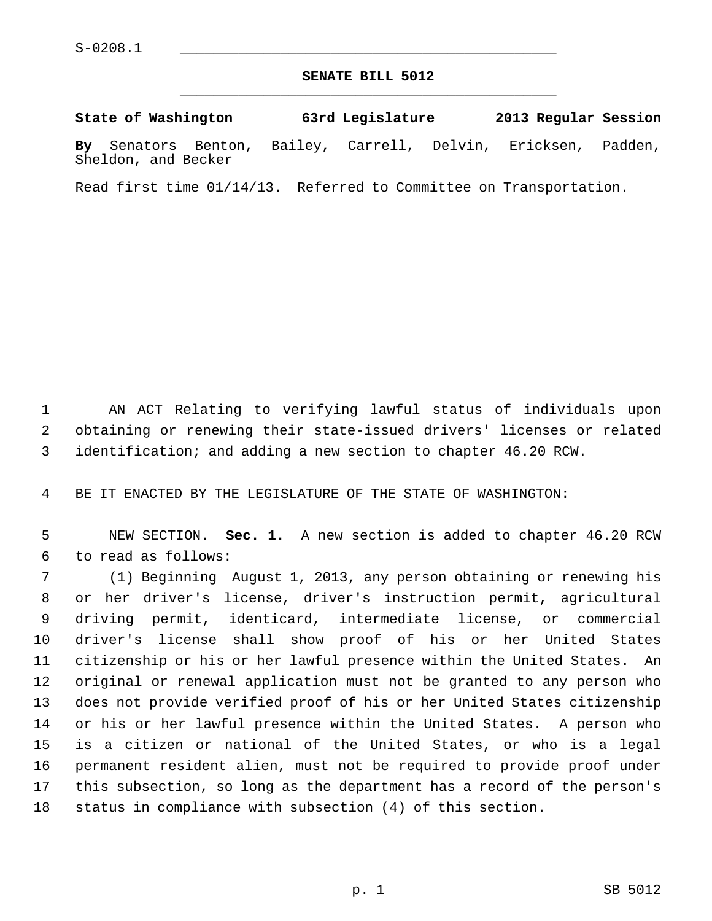S-0208.1

# SENATE BILL 5012

**State of Washington 63rd Legislature 2013 Regular Session**

**By** Senators Benton, Bailey, Carrell, Delvin, Ericksen, Padden, Sheldon, and Becker

Read first time 01/14/13. Referred to Committee on Transportation.

AN ACT Relating to verifying lawful status of individuals upon obtaining or renewing their state-issued drivers' licenses or related identification; and adding a new section to chapter 46.20 RCW.

BE IT ENACTED BY THE LEGISLATURE OF THE STATE OF WASHINGTON:

NEW SECTION. **Sec. 1.** A new section is added to chapter 46.20 RCW to read as follows:

(1) Beginning August 1, 2013, any person obtaining or renewing his or her driver's license, driver's instruction permit, agricultural driving permit, identicard, intermediate license, or commercial driver's license shall show proof of his or her United States citizenship or his or her lawful presence within the United States. An original or renewal application must not be granted to any person who does not provide verified proof of his or her United States citizenship or his or her lawful presence within the United States. A person who is a citizen or national of the United States, or who is a legal permanent resident alien, must not be required to provide proof under this subsection, so long as the department has a record of the person's status in compliance with subsection (4) of this section.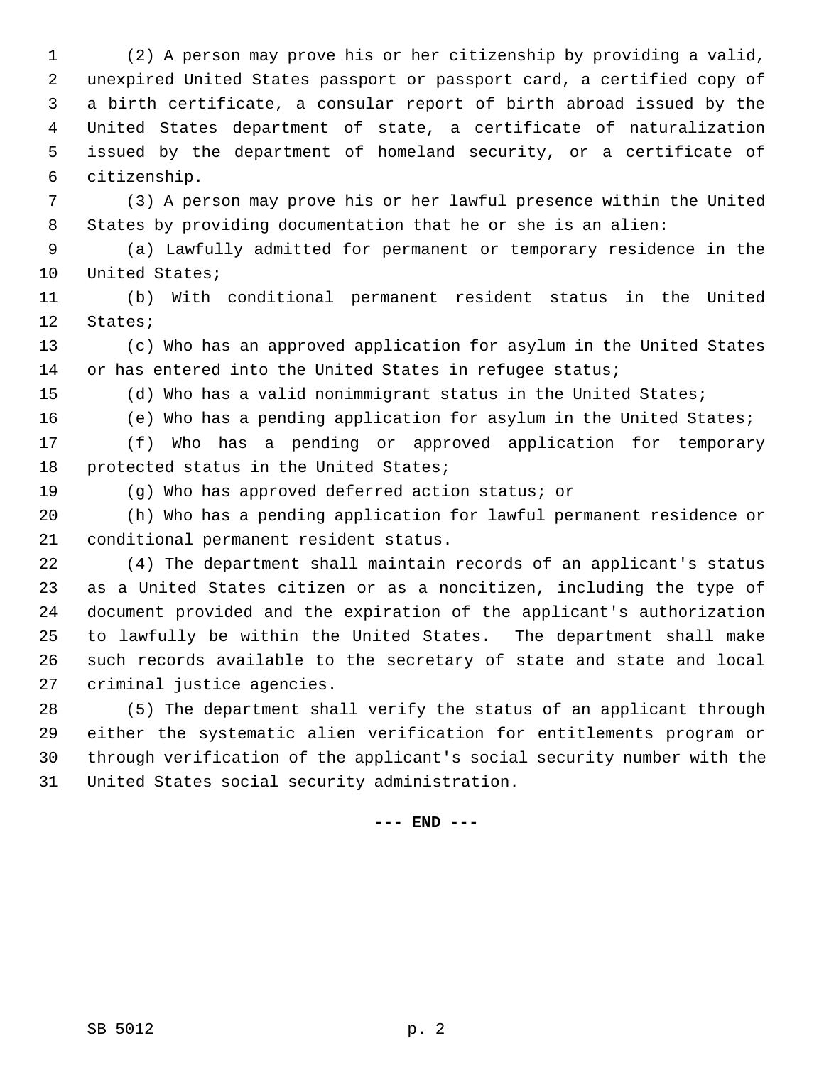(2) A person may prove his or her citizenship by providing a valid, unexpired United States passport or passport card, a certified copy of a birth certificate, a consular report of birth abroad issued by the United States department of state, a certificate of naturalization issued by the department of homeland security, or a certificate of citizenship.

(3) A person may prove his or her lawful presence within the United States by providing documentation that he or she is an alien:

(a) Lawfully admitted for permanent or temporary residence in the United States;

(b) With conditional permanent resident status in the United States;

(c) Who has an approved application for asylum in the United States or has entered into the United States in refugee status;

(d) Who has a valid nonimmigrant status in the United States;

(e) Who has a pending application for asylum in the United States;

(f) Who has a pending or approved application for temporary protected status in the United States;

(g) Who has approved deferred action status; or

(h) Who has a pending application for lawful permanent residence or conditional permanent resident status.

(4) The department shall maintain records of an applicant's status as a United States citizen or as a noncitizen, including the type of document provided and the expiration of the applicant's authorization to lawfully be within the United States. The department shall make such records available to the secretary of state and state and local criminal justice agencies.

(5) The department shall verify the status of an applicant through either the systematic alien verification for entitlements program or through verification of the applicant's social security number with the United States social security administration.

**--- END ---**